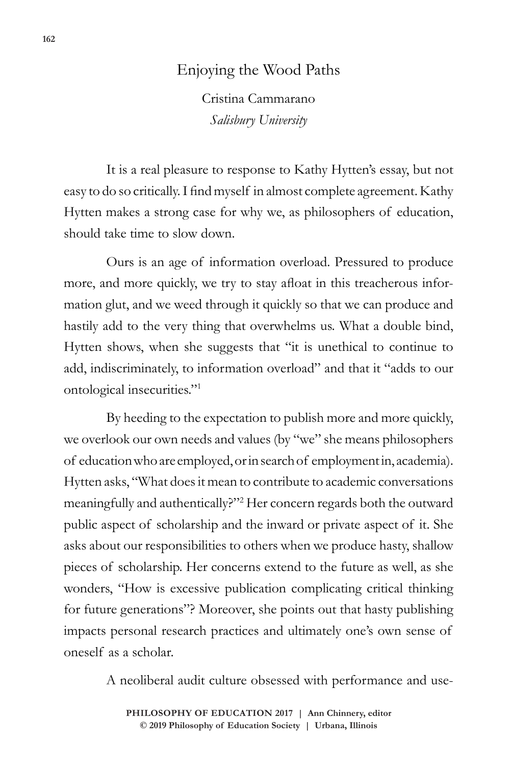# Enjoying the Wood Paths

Cristina Cammarano
*Salisbury University*

It is a real pleasure to response to Kathy Hytten's essay, but not easy to do so critically. I find myself in almost complete agreement. Kathy Hytten makes a strong case for why we, as philosophers of education, should take time to slow down.

Ours is an age of information overload. Pressured to produce more, and more quickly, we try to stay afloat in this treacherous information glut, and we weed through it quickly so that we can produce and hastily add to the very thing that overwhelms us. What a double bind, Hytten shows, when she suggests that "it is unethical to continue to add, indiscriminately, to information overload" and that it "adds to our ontological insecurities."[1]

By heeding to the expectation to publish more and more quickly, we overlook our own needs and values (by "we" she means philosophers of education who are employed, or in search of employment in, academia). Hytten asks, "What does it mean to contribute to academic conversations meaningfully and authentically?"[2] Her concern regards both the outward public aspect of scholarship and the inward or private aspect of it. She asks about our responsibilities to others when we produce hasty, shallow pieces of scholarship. Her concerns extend to the future as well, as she wonders, "How is excessive publication complicating critical thinking for future generations"? Moreover, she points out that hasty publishing impacts personal research practices and ultimately one's own sense of oneself as a scholar.

A neoliberal audit culture obsessed with performance and use-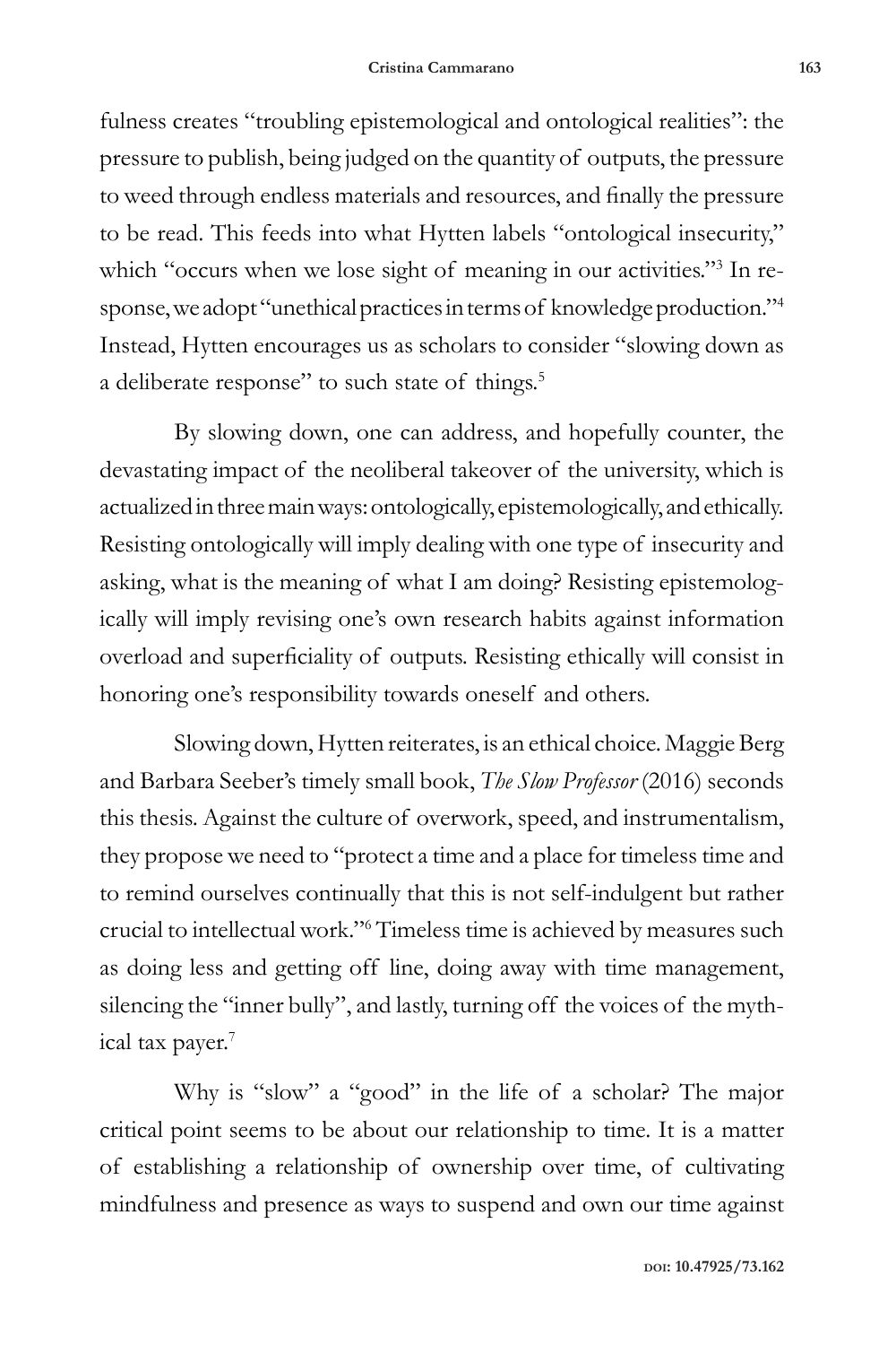fulness creates "troubling epistemological and ontological realities": the pressure to publish, being judged on the quantity of outputs, the pressure to weed through endless materials and resources, and finally the pressure to be read. This feeds into what Hytten labels "ontological insecurity," which "occurs when we lose sight of meaning in our activities."[3] In response, we adopt "unethical practices in terms of knowledge production."[4] Instead, Hytten encourages us as scholars to consider "slowing down as a deliberate response" to such state of things.[5]

By slowing down, one can address, and hopefully counter, the devastating impact of the neoliberal takeover of the university, which is actualized in three main ways: ontologically, epistemologically, and ethically. Resisting ontologically will imply dealing with one type of insecurity and asking, what is the meaning of what I am doing? Resisting epistemologically will imply revising one's own research habits against information overload and superficiality of outputs. Resisting ethically will consist in honoring one's responsibility towards oneself and others.

Slowing down, Hytten reiterates, is an ethical choice. Maggie Berg and Barbara Seeber's timely small book, *The Slow Professor* (2016) seconds this thesis. Against the culture of overwork, speed, and instrumentalism, they propose we need to "protect a time and a place for timeless time and to remind ourselves continually that this is not self-indulgent but rather crucial to intellectual work."[6] Timeless time is achieved by measures such as doing less and getting off line, doing away with time management, silencing the "inner bully", and lastly, turning off the voices of the mythical tax payer.[7]

Why is "slow" a "good" in the life of a scholar? The major critical point seems to be about our relationship to time. It is a matter of establishing a relationship of ownership over time, of cultivating mindfulness and presence as ways to suspend and own our time against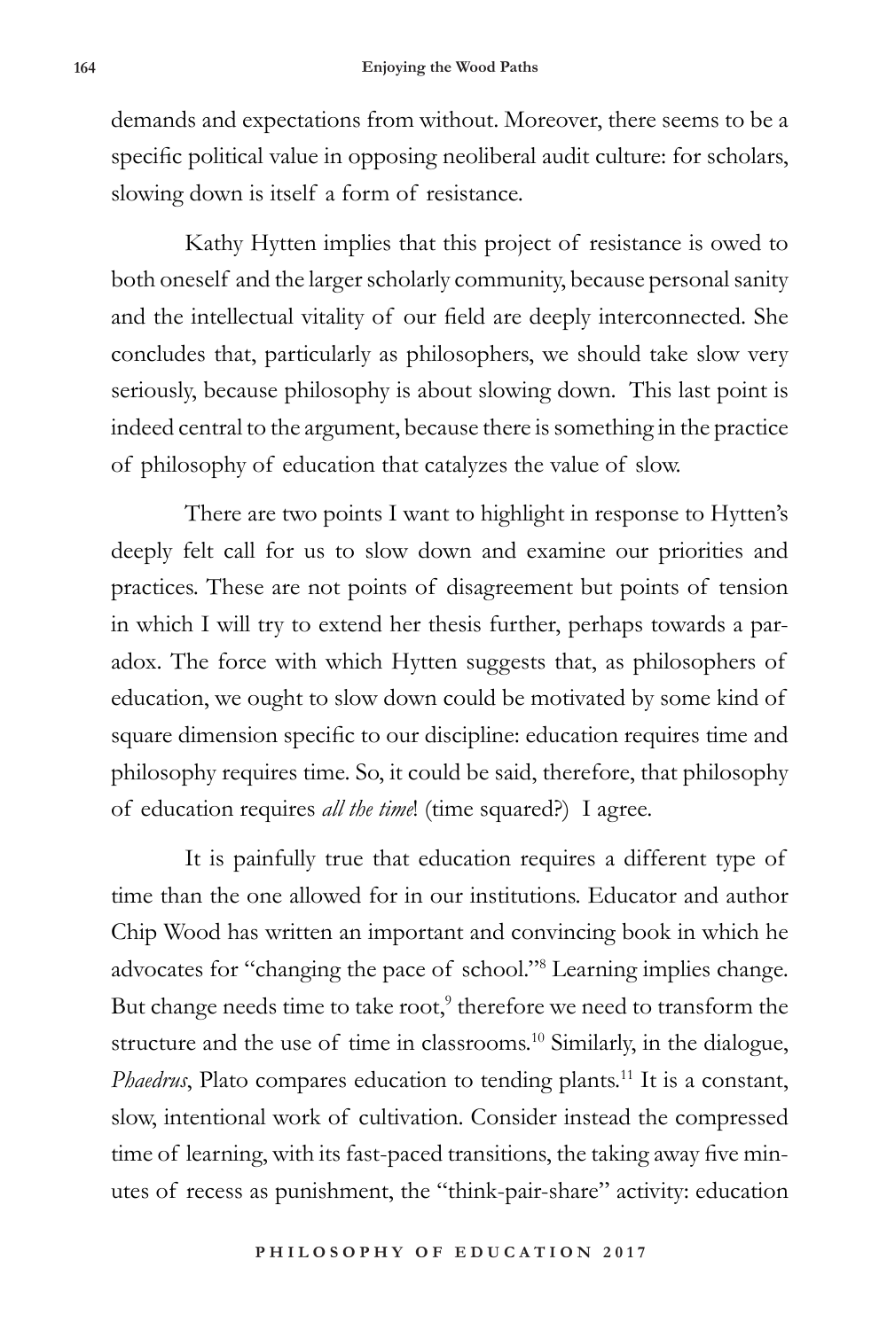demands and expectations from without. Moreover, there seems to be a specific political value in opposing neoliberal audit culture: for scholars, slowing down is itself a form of resistance.

Kathy Hytten implies that this project of resistance is owed to both oneself and the larger scholarly community, because personal sanity and the intellectual vitality of our field are deeply interconnected. She concludes that, particularly as philosophers, we should take slow very seriously, because philosophy is about slowing down. This last point is indeed central to the argument, because there is something in the practice of philosophy of education that catalyzes the value of slow.

There are two points I want to highlight in response to Hytten's deeply felt call for us to slow down and examine our priorities and practices. These are not points of disagreement but points of tension in which I will try to extend her thesis further, perhaps towards a paradox. The force with which Hytten suggests that, as philosophers of education, we ought to slow down could be motivated by some kind of square dimension specific to our discipline: education requires time and philosophy requires time. So, it could be said, therefore, that philosophy of education requires *all the time*! (time squared?) I agree.

It is painfully true that education requires a different type of time than the one allowed for in our institutions. Educator and author Chip Wood has written an important and convincing book in which he advocates for "changing the pace of school."[8] Learning implies change. But change needs time to take root,[9] therefore we need to transform the structure and the use of time in classrooms.[10] Similarly, in the dialogue, *Phaedrus*, Plato compares education to tending plants.[11] It is a constant, slow, intentional work of cultivation. Consider instead the compressed time of learning, with its fast-paced transitions, the taking away five minutes of recess as punishment, the "think-pair-share" activity: education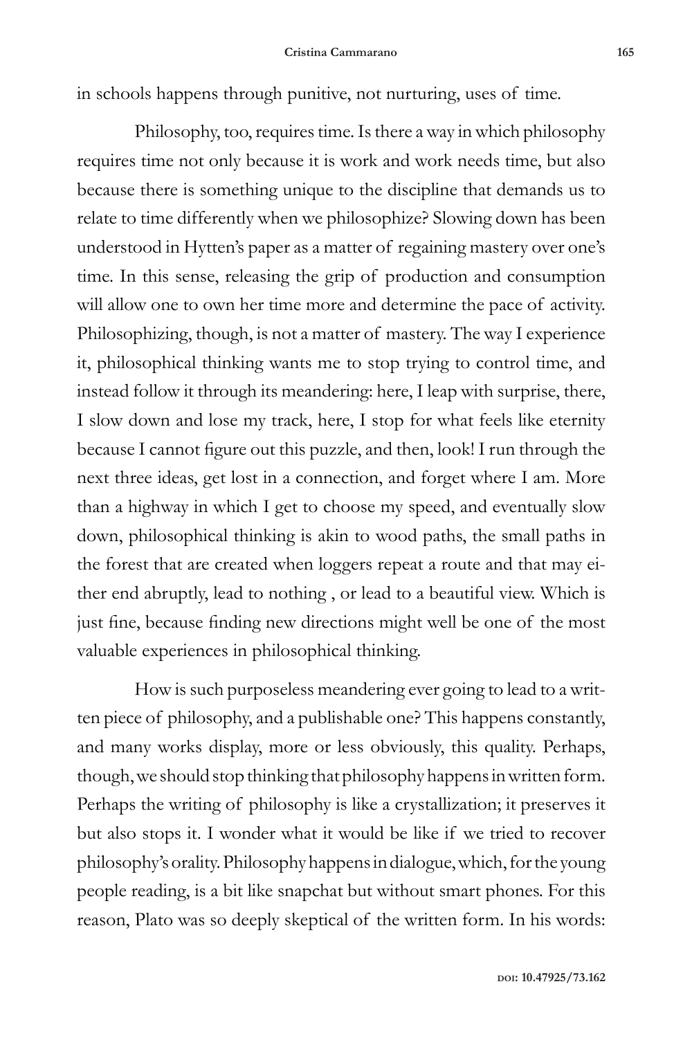in schools happens through punitive, not nurturing, uses of time.

Philosophy, too, requires time. Is there a way in which philosophy requires time not only because it is work and work needs time, but also because there is something unique to the discipline that demands us to relate to time differently when we philosophize? Slowing down has been understood in Hytten's paper as a matter of regaining mastery over one's time. In this sense, releasing the grip of production and consumption will allow one to own her time more and determine the pace of activity. Philosophizing, though, is not a matter of mastery. The way I experience it, philosophical thinking wants me to stop trying to control time, and instead follow it through its meandering: here, I leap with surprise, there, I slow down and lose my track, here, I stop for what feels like eternity because I cannot figure out this puzzle, and then, look! I run through the next three ideas, get lost in a connection, and forget where I am. More than a highway in which I get to choose my speed, and eventually slow down, philosophical thinking is akin to wood paths, the small paths in the forest that are created when loggers repeat a route and that may either end abruptly, lead to nothing , or lead to a beautiful view. Which is just fine, because finding new directions might well be one of the most valuable experiences in philosophical thinking.

How is such purposeless meandering ever going to lead to a written piece of philosophy, and a publishable one? This happens constantly, and many works display, more or less obviously, this quality. Perhaps, though, we should stop thinking that philosophy happens in written form. Perhaps the writing of philosophy is like a crystallization; it preserves it but also stops it. I wonder what it would be like if we tried to recover philosophy's orality. Philosophy happens in dialogue, which, for the young people reading, is a bit like snapchat but without smart phones. For this reason, Plato was so deeply skeptical of the written form. In his words: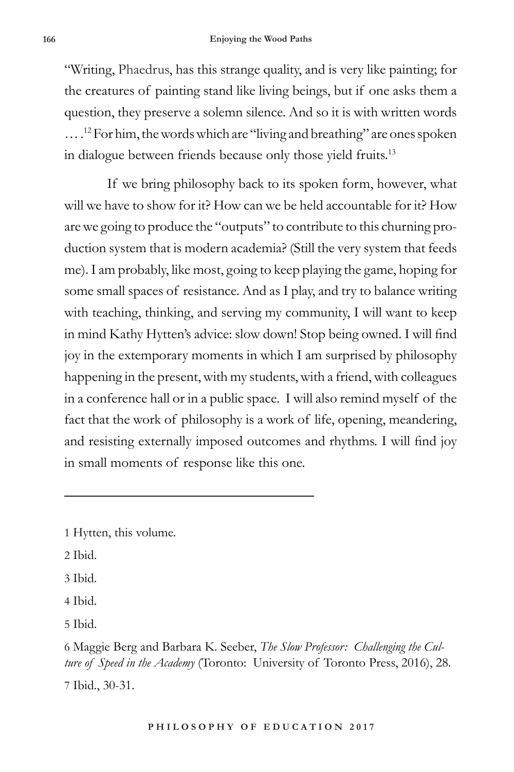"Writing, Phaedrus, has this strange quality, and is very like painting; for the creatures of painting stand like living beings, but if one asks them a question, they preserve a solemn silence. And so it is with written words . . . .[12] For him, the words which are "living and breathing" are ones spoken in dialogue between friends because only those yield fruits.[13]

If we bring philosophy back to its spoken form, however, what will we have to show for it? How can we be held accountable for it? How are we going to produce the "outputs" to contribute to this churning production system that is modern academia? (Still the very system that feeds me). I am probably, like most, going to keep playing the game, hoping for some small spaces of resistance. And as I play, and try to balance writing with teaching, thinking, and serving my community, I will want to keep in mind Kathy Hytten's advice: slow down! Stop being owned. I will find joy in the extemporary moments in which I am surprised by philosophy happening in the present, with my students, with a friend, with colleagues in a conference hall or in a public space. I will also remind myself of the fact that the work of philosophy is a work of life, opening, meandering, and resisting externally imposed outcomes and rhythms. I will find joy in small moments of response like this one.

---

1 Hytten, this volume.

2 Ibid.

3 Ibid.

4 Ibid.

5 Ibid.

6 Maggie Berg and Barbara K. Seeber, *The Slow Professor: Challenging the Culture of Speed in the Academy* (Toronto: University of Toronto Press, 2016), 28.

7 Ibid., 30-31.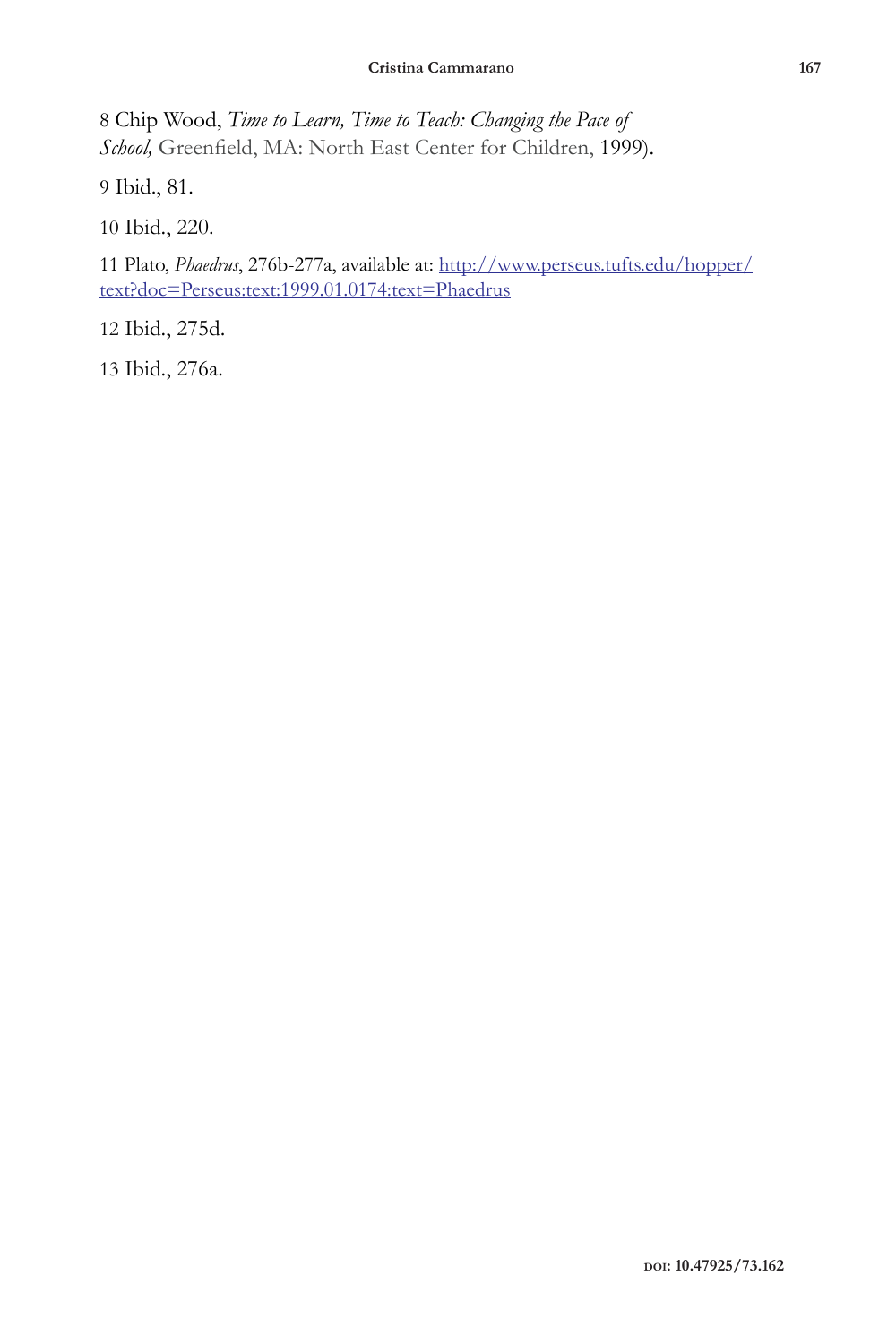8 Chip Wood, *Time to Learn, Time to Teach: Changing the Pace of School,* Greenfield, MA: North East Center for Children, 1999).

9 Ibid., 81.

10 Ibid., 220.

11 Plato, *Phaedrus*, 276b-277a, available at: http://www.perseus.tufts.edu/hopper/text?doc=Perseus:text:1999.01.0174:text=Phaedrus

12 Ibid., 275d.

13 Ibid., 276a.